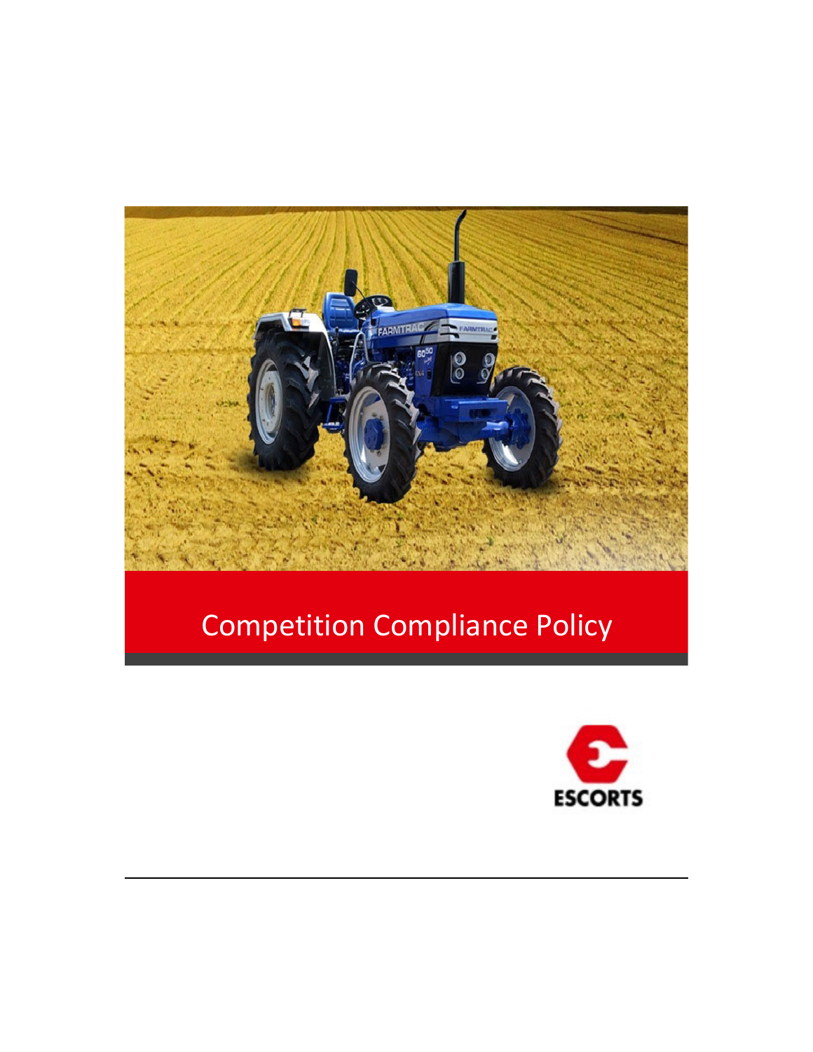# Competition Compliance Policy

ESCORTS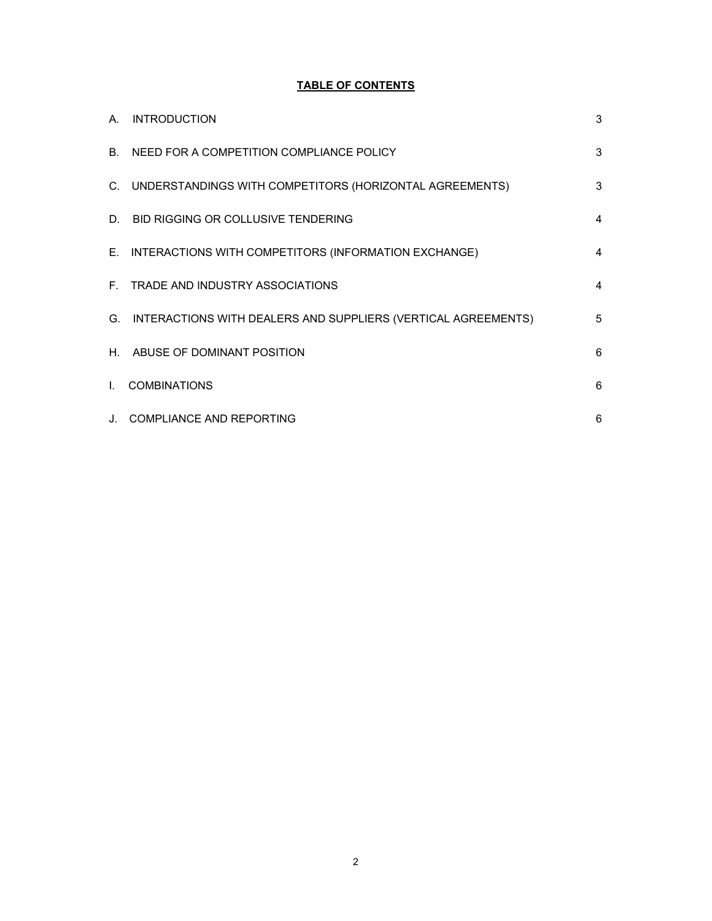**TABLE OF CONTENTS**

| | | |
|---|---|---|
| A. | INTRODUCTION | 3 |
| B. | NEED FOR A COMPETITION COMPLIANCE POLICY | 3 |
| C. | UNDERSTANDINGS WITH COMPETITORS (HORIZONTAL AGREEMENTS) | 3 |
| D. | BID RIGGING OR COLLUSIVE TENDERING | 4 |
| E. | INTERACTIONS WITH COMPETITORS (INFORMATION EXCHANGE) | 4 |
| F. | TRADE AND INDUSTRY ASSOCIATIONS | 4 |
| G. | INTERACTIONS WITH DEALERS AND SUPPLIERS (VERTICAL AGREEMENTS) | 5 |
| H. | ABUSE OF DOMINANT POSITION | 6 |
| I. | COMBINATIONS | 6 |
| J. | COMPLIANCE AND REPORTING | 6 |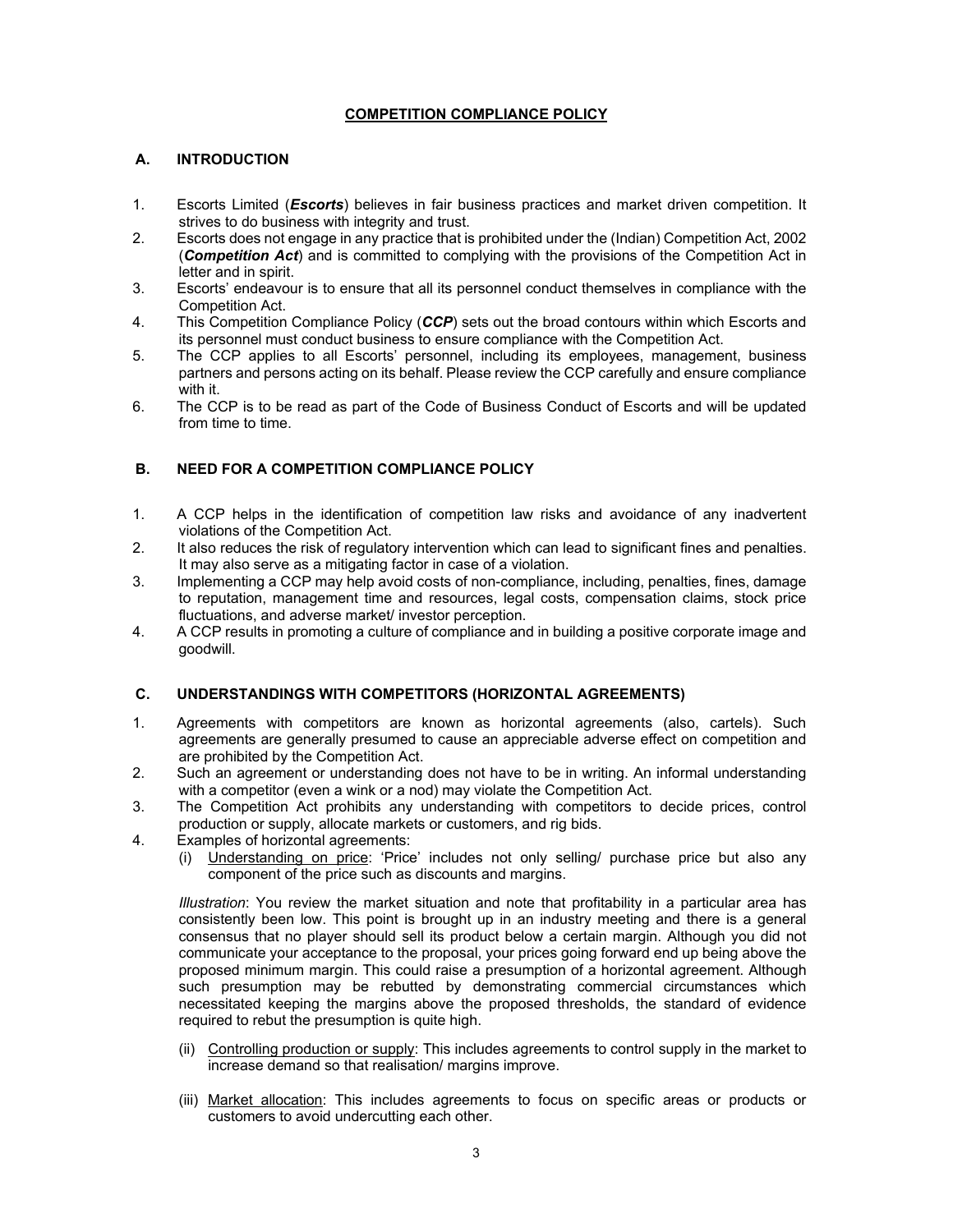# COMPETITION COMPLIANCE POLICY

## A. INTRODUCTION

1. Escorts Limited (***Escorts***) believes in fair business practices and market driven competition. It strives to do business with integrity and trust.
2. Escorts does not engage in any practice that is prohibited under the (Indian) Competition Act, 2002 (***Competition Act***) and is committed to complying with the provisions of the Competition Act in letter and in spirit.
3. Escorts' endeavour is to ensure that all its personnel conduct themselves in compliance with the Competition Act.
4. This Competition Compliance Policy (***CCP***) sets out the broad contours within which Escorts and its personnel must conduct business to ensure compliance with the Competition Act.
5. The CCP applies to all Escorts' personnel, including its employees, management, business partners and persons acting on its behalf. Please review the CCP carefully and ensure compliance with it.
6. The CCP is to be read as part of the Code of Business Conduct of Escorts and will be updated from time to time.

## B. NEED FOR A COMPETITION COMPLIANCE POLICY

1. A CCP helps in the identification of competition law risks and avoidance of any inadvertent violations of the Competition Act.
2. It also reduces the risk of regulatory intervention which can lead to significant fines and penalties. It may also serve as a mitigating factor in case of a violation.
3. Implementing a CCP may help avoid costs of non-compliance, including, penalties, fines, damage to reputation, management time and resources, legal costs, compensation claims, stock price fluctuations, and adverse market/ investor perception.
4. A CCP results in promoting a culture of compliance and in building a positive corporate image and goodwill.

## C. UNDERSTANDINGS WITH COMPETITORS (HORIZONTAL AGREEMENTS)

1. Agreements with competitors are known as horizontal agreements (also, cartels). Such agreements are generally presumed to cause an appreciable adverse effect on competition and are prohibited by the Competition Act.
2. Such an agreement or understanding does not have to be in writing. An informal understanding with a competitor (even a wink or a nod) may violate the Competition Act.
3. The Competition Act prohibits any understanding with competitors to decide prices, control production or supply, allocate markets or customers, and rig bids.
4. Examples of horizontal agreements:
   (i) Understanding on price: 'Price' includes not only selling/ purchase price but also any component of the price such as discounts and margins.

   *Illustration*: You review the market situation and note that profitability in a particular area has consistently been low. This point is brought up in an industry meeting and there is a general consensus that no player should sell its product below a certain margin. Although you did not communicate your acceptance to the proposal, your prices going forward end up being above the proposed minimum margin. This could raise a presumption of a horizontal agreement. Although such presumption may be rebutted by demonstrating commercial circumstances which necessitated keeping the margins above the proposed thresholds, the standard of evidence required to rebut the presumption is quite high.

   (ii) Controlling production or supply: This includes agreements to control supply in the market to increase demand so that realisation/ margins improve.

   (iii) Market allocation: This includes agreements to focus on specific areas or products or customers to avoid undercutting each other.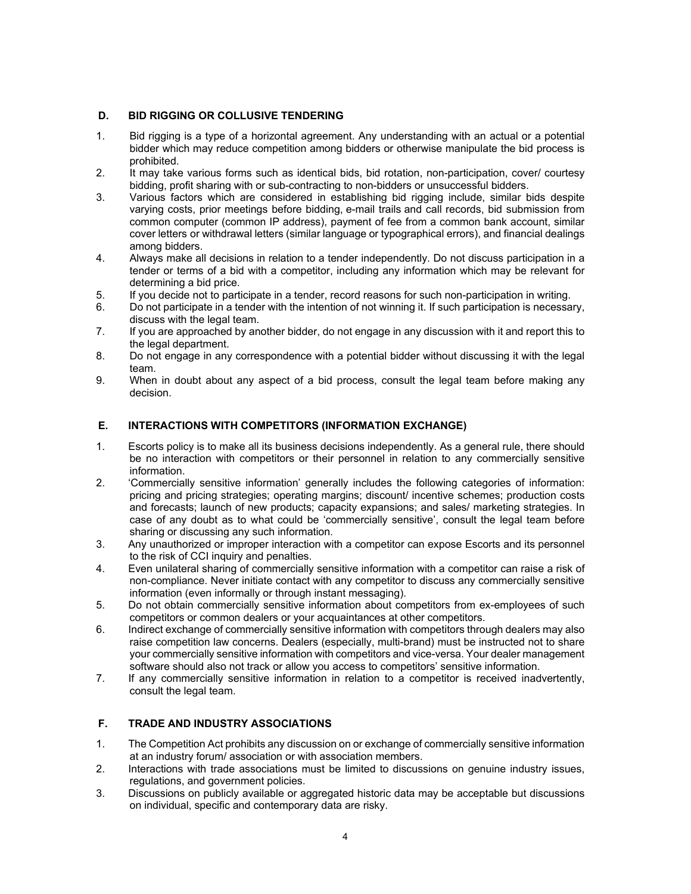## D. BID RIGGING OR COLLUSIVE TENDERING

1. Bid rigging is a type of a horizontal agreement. Any understanding with an actual or a potential bidder which may reduce competition among bidders or otherwise manipulate the bid process is prohibited.
2. It may take various forms such as identical bids, bid rotation, non-participation, cover/ courtesy bidding, profit sharing with or sub-contracting to non-bidders or unsuccessful bidders.
3. Various factors which are considered in establishing bid rigging include, similar bids despite varying costs, prior meetings before bidding, e-mail trails and call records, bid submission from common computer (common IP address), payment of fee from a common bank account, similar cover letters or withdrawal letters (similar language or typographical errors), and financial dealings among bidders.
4. Always make all decisions in relation to a tender independently. Do not discuss participation in a tender or terms of a bid with a competitor, including any information which may be relevant for determining a bid price.
5. If you decide not to participate in a tender, record reasons for such non-participation in writing.
6. Do not participate in a tender with the intention of not winning it. If such participation is necessary, discuss with the legal team.
7. If you are approached by another bidder, do not engage in any discussion with it and report this to the legal department.
8. Do not engage in any correspondence with a potential bidder without discussing it with the legal team.
9. When in doubt about any aspect of a bid process, consult the legal team before making any decision.

## E. INTERACTIONS WITH COMPETITORS (INFORMATION EXCHANGE)

1. Escorts policy is to make all its business decisions independently. As a general rule, there should be no interaction with competitors or their personnel in relation to any commercially sensitive information.
2. 'Commercially sensitive information' generally includes the following categories of information: pricing and pricing strategies; operating margins; discount/ incentive schemes; production costs and forecasts; launch of new products; capacity expansions; and sales/ marketing strategies. In case of any doubt as to what could be 'commercially sensitive', consult the legal team before sharing or discussing any such information.
3. Any unauthorized or improper interaction with a competitor can expose Escorts and its personnel to the risk of CCI inquiry and penalties.
4. Even unilateral sharing of commercially sensitive information with a competitor can raise a risk of non-compliance. Never initiate contact with any competitor to discuss any commercially sensitive information (even informally or through instant messaging).
5. Do not obtain commercially sensitive information about competitors from ex-employees of such competitors or common dealers or your acquaintances at other competitors.
6. Indirect exchange of commercially sensitive information with competitors through dealers may also raise competition law concerns. Dealers (especially, multi-brand) must be instructed not to share your commercially sensitive information with competitors and vice-versa. Your dealer management software should also not track or allow you access to competitors' sensitive information.
7. If any commercially sensitive information in relation to a competitor is received inadvertently, consult the legal team.

## F. TRADE AND INDUSTRY ASSOCIATIONS

1. The Competition Act prohibits any discussion on or exchange of commercially sensitive information at an industry forum/ association or with association members.
2. Interactions with trade associations must be limited to discussions on genuine industry issues, regulations, and government policies.
3. Discussions on publicly available or aggregated historic data may be acceptable but discussions on individual, specific and contemporary data are risky.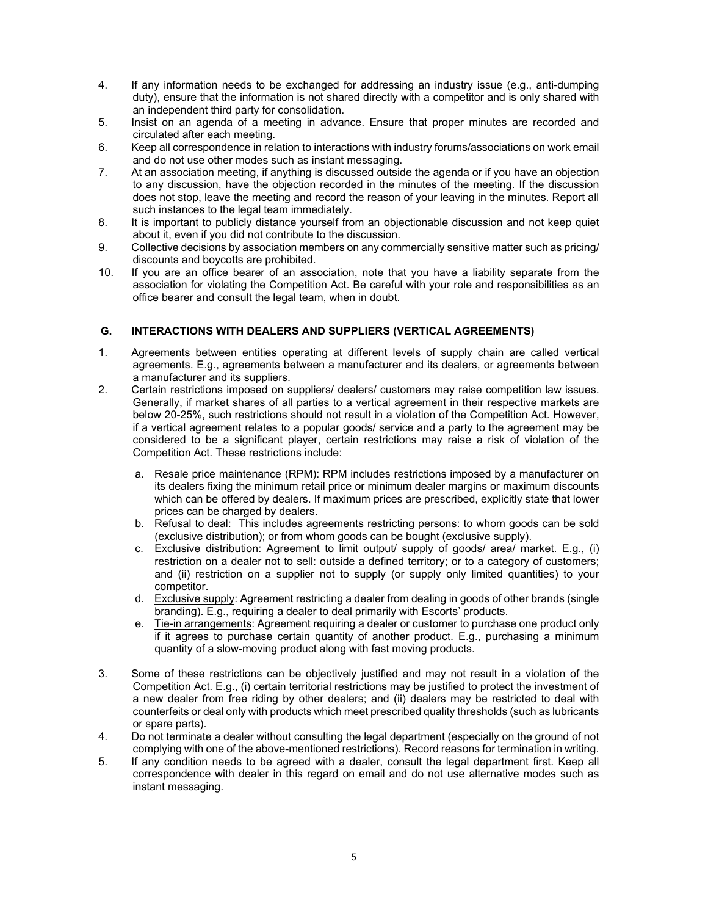4. If any information needs to be exchanged for addressing an industry issue (e.g., anti-dumping duty), ensure that the information is not shared directly with a competitor and is only shared with an independent third party for consolidation.
5. Insist on an agenda of a meeting in advance. Ensure that proper minutes are recorded and circulated after each meeting.
6. Keep all correspondence in relation to interactions with industry forums/associations on work email and do not use other modes such as instant messaging.
7. At an association meeting, if anything is discussed outside the agenda or if you have an objection to any discussion, have the objection recorded in the minutes of the meeting. If the discussion does not stop, leave the meeting and record the reason of your leaving in the minutes. Report all such instances to the legal team immediately.
8. It is important to publicly distance yourself from an objectionable discussion and not keep quiet about it, even if you did not contribute to the discussion.
9. Collective decisions by association members on any commercially sensitive matter such as pricing/ discounts and boycotts are prohibited.
10. If you are an office bearer of an association, note that you have a liability separate from the association for violating the Competition Act. Be careful with your role and responsibilities as an office bearer and consult the legal team, when in doubt.

## G. INTERACTIONS WITH DEALERS AND SUPPLIERS (VERTICAL AGREEMENTS)

1. Agreements between entities operating at different levels of supply chain are called vertical agreements. E.g., agreements between a manufacturer and its dealers, or agreements between a manufacturer and its suppliers.
2. Certain restrictions imposed on suppliers/ dealers/ customers may raise competition law issues. Generally, if market shares of all parties to a vertical agreement in their respective markets are below 20-25%, such restrictions should not result in a violation of the Competition Act. However, if a vertical agreement relates to a popular goods/ service and a party to the agreement may be considered to be a significant player, certain restrictions may raise a risk of violation of the Competition Act. These restrictions include:

   a. Resale price maintenance (RPM): RPM includes restrictions imposed by a manufacturer on its dealers fixing the minimum retail price or minimum dealer margins or maximum discounts which can be offered by dealers. If maximum prices are prescribed, explicitly state that lower prices can be charged by dealers.
   b. Refusal to deal: This includes agreements restricting persons: to whom goods can be sold (exclusive distribution); or from whom goods can be bought (exclusive supply).
   c. Exclusive distribution: Agreement to limit output/ supply of goods/ area/ market. E.g., (i) restriction on a dealer not to sell: outside a defined territory; or to a category of customers; and (ii) restriction on a supplier not to supply (or supply only limited quantities) to your competitor.
   d. Exclusive supply: Agreement restricting a dealer from dealing in goods of other brands (single branding). E.g., requiring a dealer to deal primarily with Escorts' products.
   e. Tie-in arrangements: Agreement requiring a dealer or customer to purchase one product only if it agrees to purchase certain quantity of another product. E.g., purchasing a minimum quantity of a slow-moving product along with fast moving products.

3. Some of these restrictions can be objectively justified and may not result in a violation of the Competition Act. E.g., (i) certain territorial restrictions may be justified to protect the investment of a new dealer from free riding by other dealers; and (ii) dealers may be restricted to deal with counterfeits or deal only with products which meet prescribed quality thresholds (such as lubricants or spare parts).
4. Do not terminate a dealer without consulting the legal department (especially on the ground of not complying with one of the above-mentioned restrictions). Record reasons for termination in writing.
5. If any condition needs to be agreed with a dealer, consult the legal department first. Keep all correspondence with dealer in this regard on email and do not use alternative modes such as instant messaging.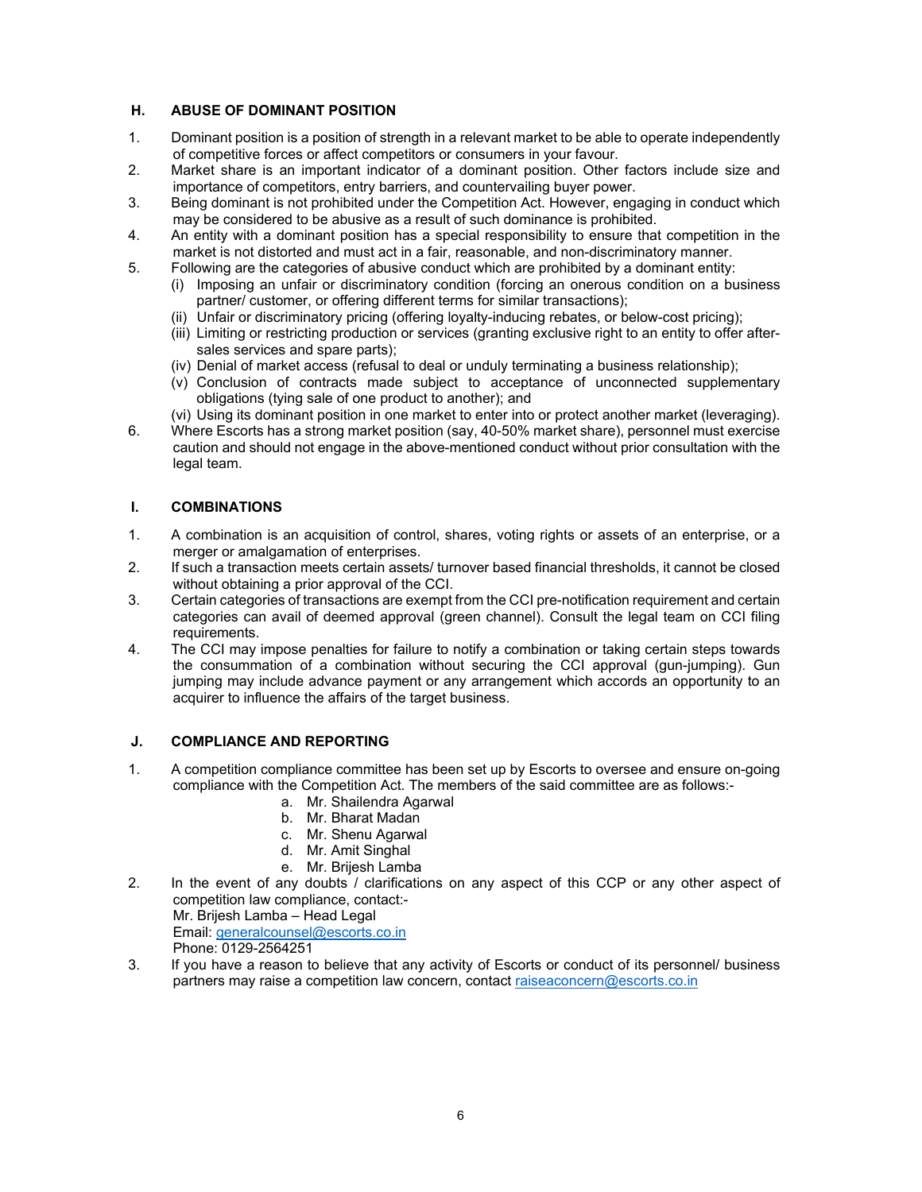## H. ABUSE OF DOMINANT POSITION

1. Dominant position is a position of strength in a relevant market to be able to operate independently of competitive forces or affect competitors or consumers in your favour.
2. Market share is an important indicator of a dominant position. Other factors include size and importance of competitors, entry barriers, and countervailing buyer power.
3. Being dominant is not prohibited under the Competition Act. However, engaging in conduct which may be considered to be abusive as a result of such dominance is prohibited.
4. An entity with a dominant position has a special responsibility to ensure that competition in the market is not distorted and must act in a fair, reasonable, and non-discriminatory manner.
5. Following are the categories of abusive conduct which are prohibited by a dominant entity:
   - (i) Imposing an unfair or discriminatory condition (forcing an onerous condition on a business partner/ customer, or offering different terms for similar transactions);
   - (ii) Unfair or discriminatory pricing (offering loyalty-inducing rebates, or below-cost pricing);
   - (iii) Limiting or restricting production or services (granting exclusive right to an entity to offer after-sales services and spare parts);
   - (iv) Denial of market access (refusal to deal or unduly terminating a business relationship);
   - (v) Conclusion of contracts made subject to acceptance of unconnected supplementary obligations (tying sale of one product to another); and
   - (vi) Using its dominant position in one market to enter into or protect another market (leveraging).
6. Where Escorts has a strong market position (say, 40-50% market share), personnel must exercise caution and should not engage in the above-mentioned conduct without prior consultation with the legal team.

## I. COMBINATIONS

1. A combination is an acquisition of control, shares, voting rights or assets of an enterprise, or a merger or amalgamation of enterprises.
2. If such a transaction meets certain assets/ turnover based financial thresholds, it cannot be closed without obtaining a prior approval of the CCI.
3. Certain categories of transactions are exempt from the CCI pre-notification requirement and certain categories can avail of deemed approval (green channel). Consult the legal team on CCI filing requirements.
4. The CCI may impose penalties for failure to notify a combination or taking certain steps towards the consummation of a combination without securing the CCI approval (gun-jumping). Gun jumping may include advance payment or any arrangement which accords an opportunity to an acquirer to influence the affairs of the target business.

## J. COMPLIANCE AND REPORTING

1. A competition compliance committee has been set up by Escorts to oversee and ensure on-going compliance with the Competition Act. The members of the said committee are as follows:-
   - a. Mr. Shailendra Agarwal
   - b. Mr. Bharat Madan
   - c. Mr. Shenu Agarwal
   - d. Mr. Amit Singhal
   - e. Mr. Brijesh Lamba
2. In the event of any doubts / clarifications on any aspect of this CCP or any other aspect of competition law compliance, contact:-
   Mr. Brijesh Lamba – Head Legal
   Email: generalcounsel@escorts.co.in
   Phone: 0129-2564251
3. If you have a reason to believe that any activity of Escorts or conduct of its personnel/ business partners may raise a competition law concern, contact raiseaconcern@escorts.co.in